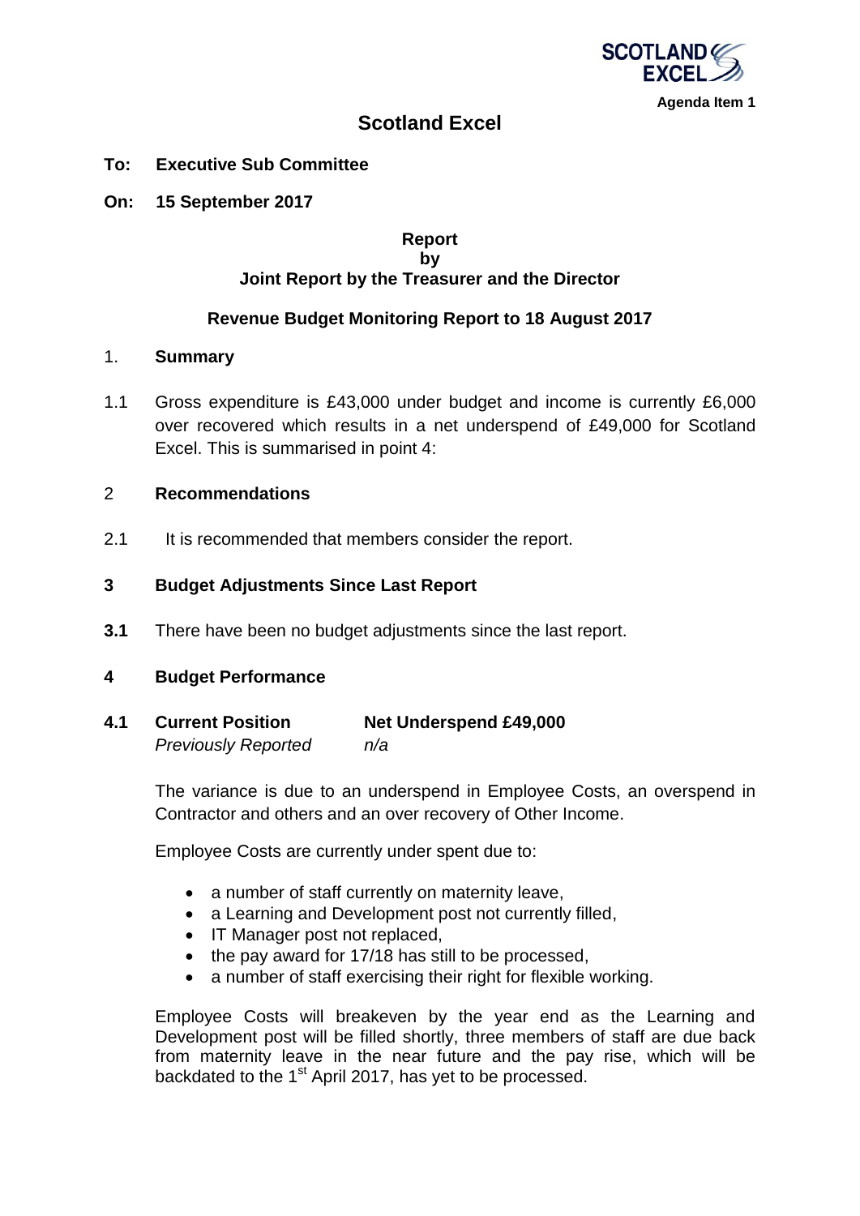SCOTLAND EXCEL

Agenda Item 1

# Scotland Excel

**To: Executive Sub Committee**

**On: 15 September 2017**

**Report**
**by**
**Joint Report by the Treasurer and the Director**

**Revenue Budget Monitoring Report to 18 August 2017**

## 1. Summary

1.1 Gross expenditure is £43,000 under budget and income is currently £6,000 over recovered which results in a net underspend of £49,000 for Scotland Excel. This is summarised in point 4:

## 2 Recommendations

2.1 It is recommended that members consider the report.

## 3 Budget Adjustments Since Last Report

**3.1** There have been no budget adjustments since the last report.

## 4 Budget Performance

**4.1 Current Position** **Net Underspend £49,000**
*Previously Reported* *n/a*

The variance is due to an underspend in Employee Costs, an overspend in Contractor and others and an over recovery of Other Income.

Employee Costs are currently under spent due to:

- a number of staff currently on maternity leave,
- a Learning and Development post not currently filled,
- IT Manager post not replaced,
- the pay award for 17/18 has still to be processed,
- a number of staff exercising their right for flexible working.

Employee Costs will breakeven by the year end as the Learning and Development post will be filled shortly, three members of staff are due back from maternity leave in the near future and the pay rise, which will be backdated to the 1st April 2017, has yet to be processed.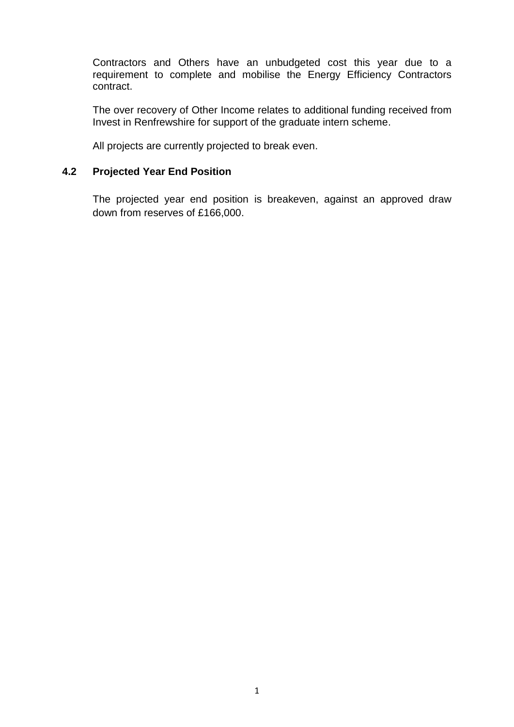Contractors and Others have an unbudgeted cost this year due to a requirement to complete and mobilise the Energy Efficiency Contractors contract.

The over recovery of Other Income relates to additional funding received from Invest in Renfrewshire for support of the graduate intern scheme.

All projects are currently projected to break even.

### 4.2 Projected Year End Position

The projected year end position is breakeven, against an approved draw down from reserves of £166,000.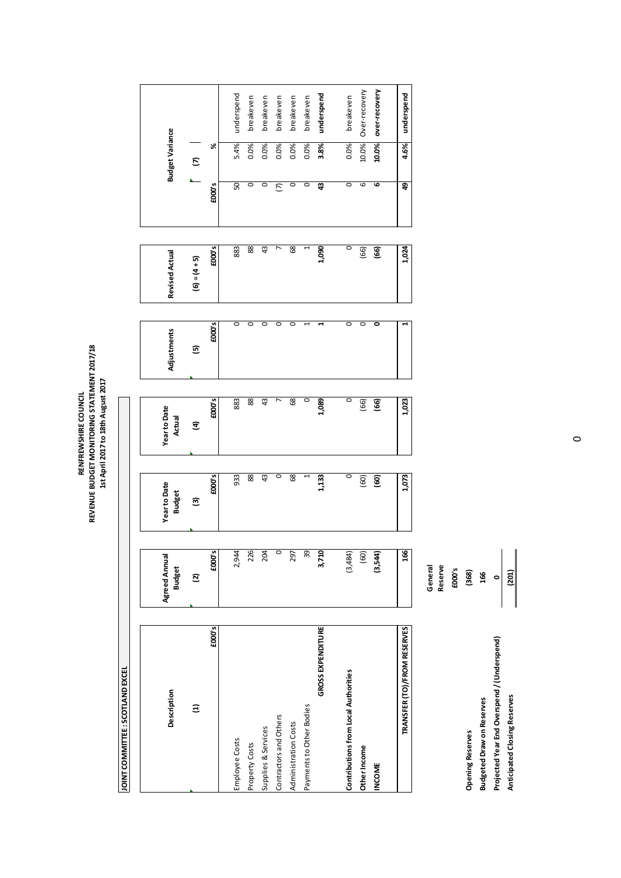# RENFREWSHIRE COUNCIL
## REVENUE BUDGET MONITORING STATEMENT 2017/18
### 1st April 2017 to 18th August 2017

**JOINT COMMITTEE : SCOTLAND EXCEL**

| Description | Agreed Annual Budget | Year to Date Budget | Year to Date Actual | Adjustments | Revised Actual | Budget Variance | | |
|---|---|---|---|---|---|---|---|---|
| (1) | (2) | (3) | (4) | (5) | (6) = (4 + 5) | (7) | | |
| £000's | £000's | £000's | £000's | £000's | £000's | £000's | % | |
| Employee Costs | 2,944 | 933 | 883 | 0 | 883 | 50 | 5.4% | underspend |
| Property Costs | 226 | 88 | 88 | 0 | 88 | 0 | 0.0% | breakeven |
| Supplies & Services | 204 | 43 | 43 | 0 | 43 | 0 | 0.0% | breakeven |
| Contractors and Others | 0 | 0 | 7 | 0 | 7 | (7) | 0.0% | breakeven |
| Administration Costs | 297 | 68 | 68 | 0 | 68 | 0 | 0.0% | breakeven |
| Payments to Other Bodies | 39 | 1 | 0 | 1 | 1 | 0 | 0.0% | breakeven |
| **GROSS EXPENDITURE** | **3,710** | **1,133** | **1,089** | **1** | **1,090** | **43** | **3.8%** | **underspend** |
| **Contributions from Local Authorities** | (3,484) | 0 | 0 | 0 | 0 | 0 | 0.0% | breakeven |
| **Other Income** | (60) | (60) | (66) | 0 | (66) | 6 | 10.0% | Over-recovery |
| **INCOME** | **(3,544)** | **(60)** | **(66)** | **0** | **(66)** | **6** | **10.0%** | **over-recovery** |
| **TRANSFER (TO)/FROM RESERVES** | **166** | **1,073** | **1,023** | **1** | **1,024** | **49** | **4.6%** | **underspend** |

| | General Reserve £000's |
|---|---|
| **Opening Reserves** | **(368)** |
| **Budgeted Draw on Reserves** | **166** |
| **Projected Year End Overspend / (Underspend)** | **0** |
| **Anticipated Closing Reserves** | **(201)** |